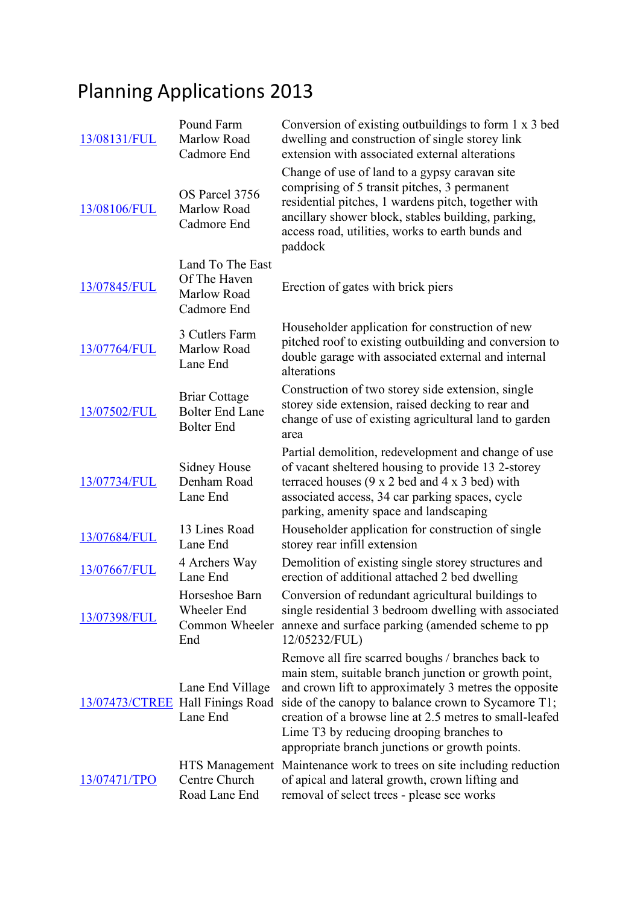# Planning Applications 2013

| | | |
|---|---|---|
| 13/08131/FUL | Pound Farm Marlow Road Cadmore End | Conversion of existing outbuildings to form 1 x 3 bed dwelling and construction of single storey link extension with associated external alterations |
| 13/08106/FUL | OS Parcel 3756 Marlow Road Cadmore End | Change of use of land to a gypsy caravan site comprising of 5 transit pitches, 3 permanent residential pitches, 1 wardens pitch, together with ancillary shower block, stables building, parking, access road, utilities, works to earth bunds and paddock |
| 13/07845/FUL | Land To The East Of The Haven Marlow Road Cadmore End | Erection of gates with brick piers |
| 13/07764/FUL | 3 Cutlers Farm Marlow Road Lane End | Householder application for construction of new pitched roof to existing outbuilding and conversion to double garage with associated external and internal alterations |
| 13/07502/FUL | Briar Cottage Bolter End Lane Bolter End | Construction of two storey side extension, single storey side extension, raised decking to rear and change of use of existing agricultural land to garden area |
| 13/07734/FUL | Sidney House Denham Road Lane End | Partial demolition, redevelopment and change of use of vacant sheltered housing to provide 13 2-storey terraced houses (9 x 2 bed and 4 x 3 bed) with associated access, 34 car parking spaces, cycle parking, amenity space and landscaping |
| 13/07684/FUL | 13 Lines Road Lane End | Householder application for construction of single storey rear infill extension |
| 13/07667/FUL | 4 Archers Way Lane End | Demolition of existing single storey structures and erection of additional attached 2 bed dwelling |
| 13/07398/FUL | Horseshoe Barn Wheeler End Common Wheeler End | Conversion of redundant agricultural buildings to single residential 3 bedroom dwelling with associated annexe and surface parking (amended scheme to pp 12/05232/FUL) |
| 13/07473/CTREE | Lane End Village Hall Finings Road Lane End | Remove all fire scarred boughs / branches back to main stem, suitable branch junction or growth point, and crown lift to approximately 3 metres the opposite side of the canopy to balance crown to Sycamore T1; creation of a browse line at 2.5 metres to small-leafed Lime T3 by reducing drooping branches to appropriate branch junctions or growth points. |
| 13/07471/TPO | HTS Management Centre Church Road Lane End | Maintenance work to trees on site including reduction of apical and lateral growth, crown lifting and removal of select trees - please see works |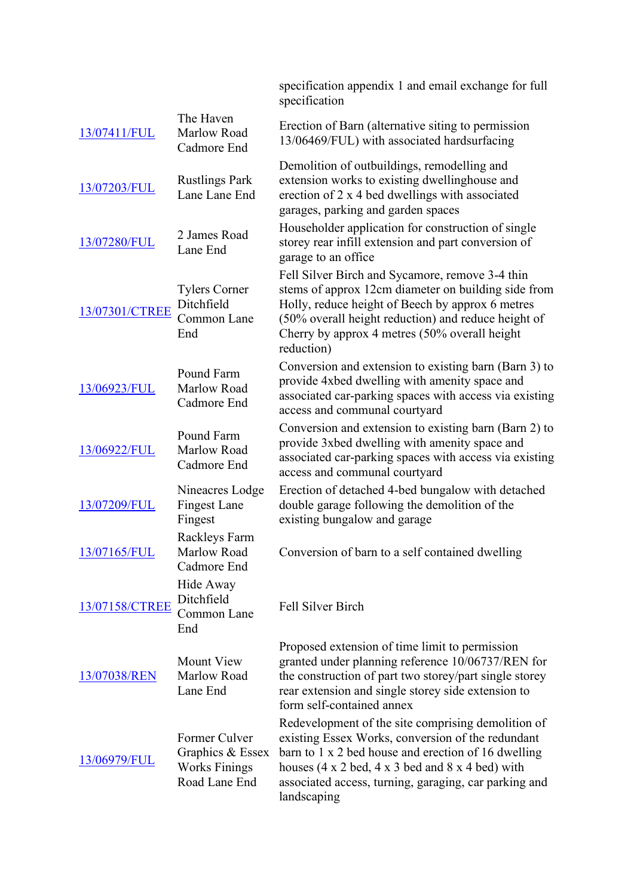| | | |
|---|---|---|
| | | specification appendix 1 and email exchange for full specification |
| 13/07411/FUL | The Haven Marlow Road Cadmore End | Erection of Barn (alternative siting to permission 13/06469/FUL) with associated hardsurfacing |
| 13/07203/FUL | Rustlings Park Lane Lane End | Demolition of outbuildings, remodelling and extension works to existing dwellinghouse and erection of 2 x 4 bed dwellings with associated garages, parking and garden spaces |
| 13/07280/FUL | 2 James Road Lane End | Householder application for construction of single storey rear infill extension and part conversion of garage to an office |
| 13/07301/CTREE | Tylers Corner Ditchfield Common Lane End | Fell Silver Birch and Sycamore, remove 3-4 thin stems of approx 12cm diameter on building side from Holly, reduce height of Beech by approx 6 metres (50% overall height reduction) and reduce height of Cherry by approx 4 metres (50% overall height reduction) |
| 13/06923/FUL | Pound Farm Marlow Road Cadmore End | Conversion and extension to existing barn (Barn 3) to provide 4xbed dwelling with amenity space and associated car-parking spaces with access via existing access and communal courtyard |
| 13/06922/FUL | Pound Farm Marlow Road Cadmore End | Conversion and extension to existing barn (Barn 2) to provide 3xbed dwelling with amenity space and associated car-parking spaces with access via existing access and communal courtyard |
| 13/07209/FUL | Nineacres Lodge Fingest Lane Fingest | Erection of detached 4-bed bungalow with detached double garage following the demolition of the existing bungalow and garage |
| 13/07165/FUL | Rackleys Farm Marlow Road Cadmore End | Conversion of barn to a self contained dwelling |
| 13/07158/CTREE | Hide Away Ditchfield Common Lane End | Fell Silver Birch |
| 13/07038/REN | Mount View Marlow Road Lane End | Proposed extension of time limit to permission granted under planning reference 10/06737/REN for the construction of part two storey/part single storey rear extension and single storey side extension to form self-contained annex |
| 13/06979/FUL | Former Culver Graphics & Essex Works Finings Road Lane End | Redevelopment of the site comprising demolition of existing Essex Works, conversion of the redundant barn to 1 x 2 bed house and erection of 16 dwelling houses (4 x 2 bed, 4 x 3 bed and 8 x 4 bed) with associated access, turning, garaging, car parking and landscaping |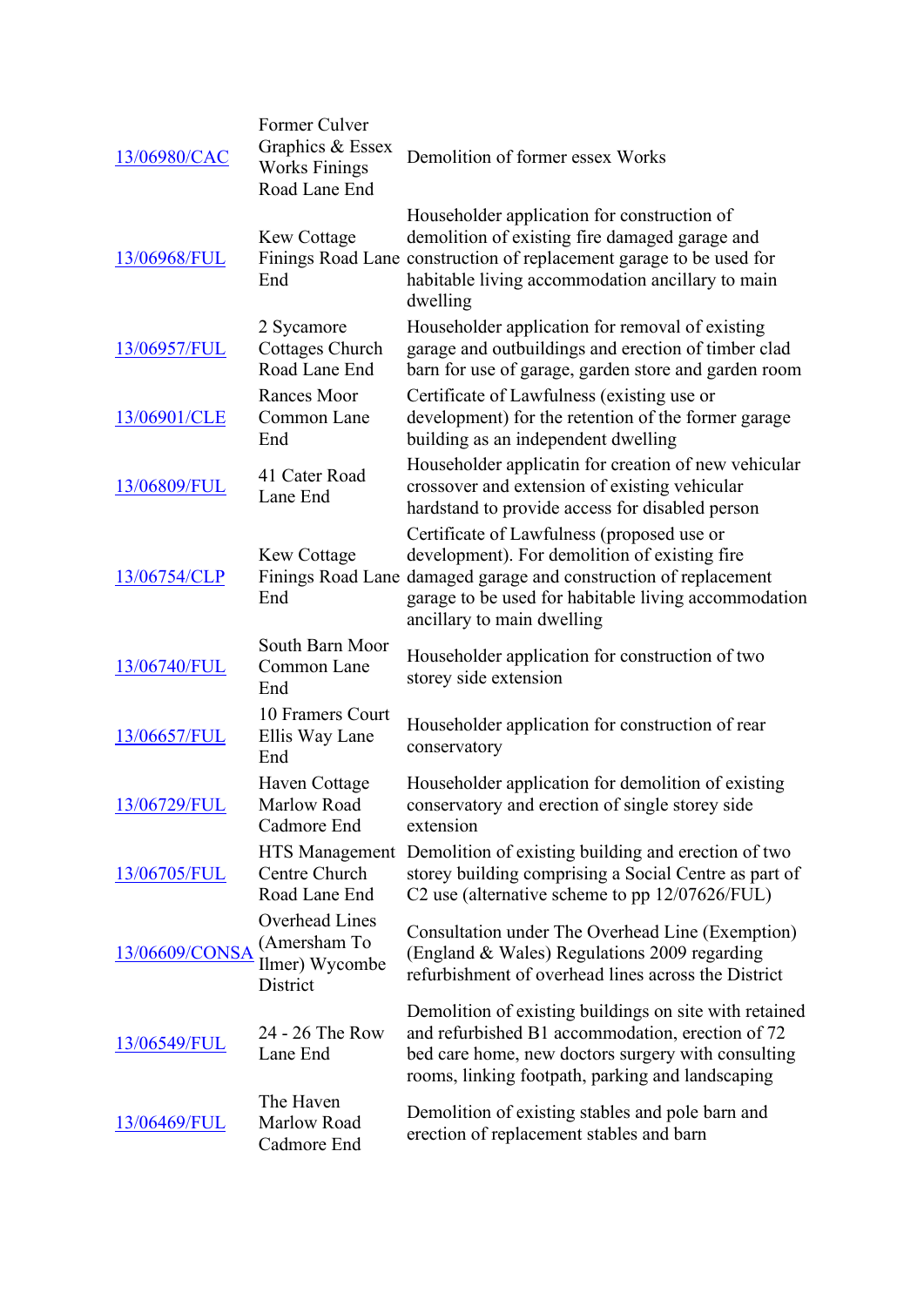| | | |
|---|---|---|
| 13/06980/CAC | Former Culver Graphics & Essex Works Finings Road Lane End | Demolition of former essex Works |
| 13/06968/FUL | Kew Cottage Finings Road Lane End | Householder application for construction of demolition of existing fire damaged garage and construction of replacement garage to be used for habitable living accommodation ancillary to main dwelling |
| 13/06957/FUL | 2 Sycamore Cottages Church Road Lane End | Householder application for removal of existing garage and outbuildings and erection of timber clad barn for use of garage, garden store and garden room |
| 13/06901/CLE | Rances Moor Common Lane End | Certificate of Lawfulness (existing use or development) for the retention of the former garage building as an independent dwelling |
| 13/06809/FUL | 41 Cater Road Lane End | Householder applicatin for creation of new vehicular crossover and extension of existing vehicular hardstand to provide access for disabled person |
| 13/06754/CLP | Kew Cottage Finings Road Lane End | Certificate of Lawfulness (proposed use or development). For demolition of existing fire damaged garage and construction of replacement garage to be used for habitable living accommodation ancillary to main dwelling |
| 13/06740/FUL | South Barn Moor Common Lane End | Householder application for construction of two storey side extension |
| 13/06657/FUL | 10 Framers Court Ellis Way Lane End | Householder application for construction of rear conservatory |
| 13/06729/FUL | Haven Cottage Marlow Road Cadmore End | Householder application for demolition of existing conservatory and erection of single storey side extension |
| 13/06705/FUL | HTS Management Centre Church Road Lane End | Demolition of existing building and erection of two storey building comprising a Social Centre as part of C2 use (alternative scheme to pp 12/07626/FUL) |
| 13/06609/CONSA | Overhead Lines (Amersham To Ilmer) Wycombe District | Consultation under The Overhead Line (Exemption) (England & Wales) Regulations 2009 regarding refurbishment of overhead lines across the District |
| 13/06549/FUL | 24 - 26 The Row Lane End | Demolition of existing buildings on site with retained and refurbished B1 accommodation, erection of 72 bed care home, new doctors surgery with consulting rooms, linking footpath, parking and landscaping |
| 13/06469/FUL | The Haven Marlow Road Cadmore End | Demolition of existing stables and pole barn and erection of replacement stables and barn |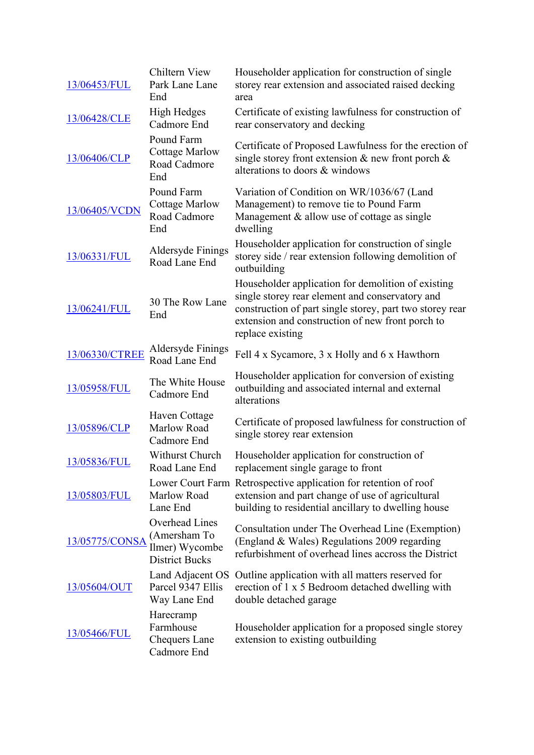| | | |
|---|---|---|
| 13/06453/FUL | Chiltern View Park Lane Lane End | Householder application for construction of single storey rear extension and associated raised decking area |
| 13/06428/CLE | High Hedges Cadmore End | Certificate of existing lawfulness for construction of rear conservatory and decking |
| 13/06406/CLP | Pound Farm Cottage Marlow Road Cadmore End | Certificate of Proposed Lawfulness for the erection of single storey front extension & new front porch & alterations to doors & windows |
| 13/06405/VCDN | Pound Farm Cottage Marlow Road Cadmore End | Variation of Condition on WR/1036/67 (Land Management) to remove tie to Pound Farm Management & allow use of cottage as single dwelling |
| 13/06331/FUL | Aldersyde Finings Road Lane End | Householder application for construction of single storey side / rear extension following demolition of outbuilding |
| 13/06241/FUL | 30 The Row Lane End | Householder application for demolition of existing single storey rear element and conservatory and construction of part single storey, part two storey rear extension and construction of new front porch to replace existing |
| 13/06330/CTREE | Aldersyde Finings Road Lane End | Fell 4 x Sycamore, 3 x Holly and 6 x Hawthorn |
| 13/05958/FUL | The White House Cadmore End | Householder application for conversion of existing outbuilding and associated internal and external alterations |
| 13/05896/CLP | Haven Cottage Marlow Road Cadmore End | Certificate of proposed lawfulness for construction of single storey rear extension |
| 13/05836/FUL | Withurst Church Road Lane End | Householder application for construction of replacement single garage to front |
| 13/05803/FUL | Lower Court Farm Marlow Road Lane End | Retrospective application for retention of roof extension and part change of use of agricultural building to residential ancillary to dwelling house |
| 13/05775/CONSA | Overhead Lines (Amersham To Ilmer) Wycombe District Bucks | Consultation under The Overhead Line (Exemption) (England & Wales) Regulations 2009 regarding refurbishment of overhead lines accross the District |
| 13/05604/OUT | Land Adjacent OS Parcel 9347 Ellis Way Lane End | Outline application with all matters reserved for erection of 1 x 5 Bedroom detached dwelling with double detached garage |
| 13/05466/FUL | Harecramp Farmhouse Chequers Lane Cadmore End | Householder application for a proposed single storey extension to existing outbuilding |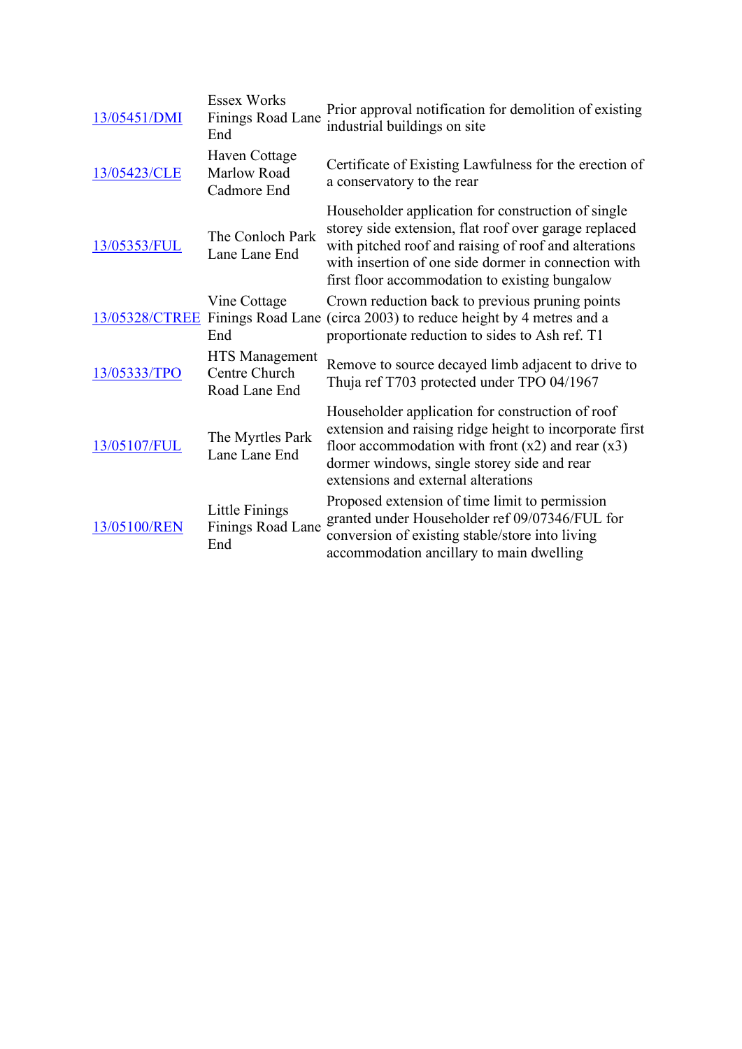| | | |
|---|---|---|
| 13/05451/DMI | Essex Works Finings Road Lane End | Prior approval notification for demolition of existing industrial buildings on site |
| 13/05423/CLE | Haven Cottage Marlow Road Cadmore End | Certificate of Existing Lawfulness for the erection of a conservatory to the rear |
| 13/05353/FUL | The Conloch Park Lane Lane End | Householder application for construction of single storey side extension, flat roof over garage replaced with pitched roof and raising of roof and alterations with insertion of one side dormer in connection with first floor accommodation to existing bungalow |
| 13/05328/CTREE | Vine Cottage Finings Road Lane End | Crown reduction back to previous pruning points (circa 2003) to reduce height by 4 metres and a proportionate reduction to sides to Ash ref. T1 |
| 13/05333/TPO | HTS Management Centre Church Road Lane End | Remove to source decayed limb adjacent to drive to Thuja ref T703 protected under TPO 04/1967 |
| 13/05107/FUL | The Myrtles Park Lane Lane End | Householder application for construction of roof extension and raising ridge height to incorporate first floor accommodation with front (x2) and rear (x3) dormer windows, single storey side and rear extensions and external alterations |
| 13/05100/REN | Little Finings Finings Road Lane End | Proposed extension of time limit to permission granted under Householder ref 09/07346/FUL for conversion of existing stable/store into living accommodation ancillary to main dwelling |